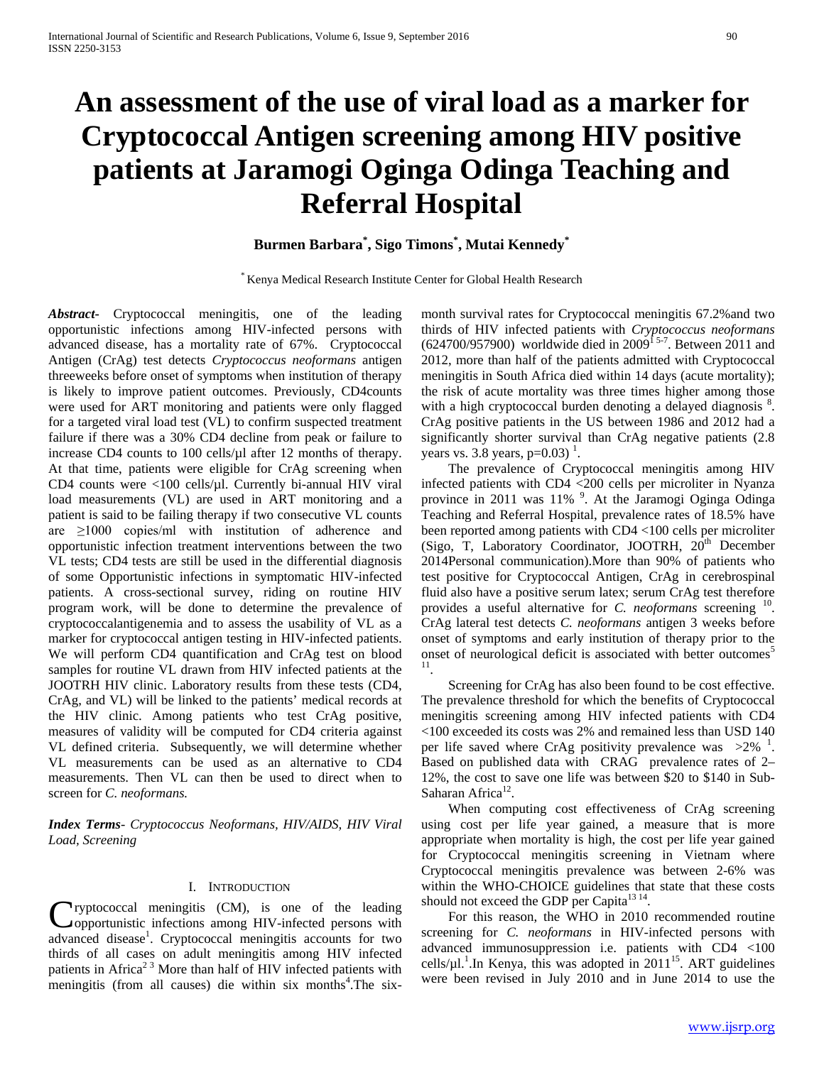# An assessment of the use of viral load as a marker for Cryptococcal Antigen screening among HIV positive patients at Jaramogi Oginga Odinga Teaching and Referral Hospital

**Burmen Barbara[*], Sigo Timons[*], Mutai Kennedy[*]**

[*] Kenya Medical Research Institute Center for Global Health Research

***Abstract-*** Cryptococcal meningitis, one of the leading opportunistic infections among HIV-infected persons with advanced disease, has a mortality rate of 67%. Cryptococcal Antigen (CrAg) test detects *Cryptococcus neoformans* antigen threeweeks before onset of symptoms when institution of therapy is likely to improve patient outcomes. Previously, CD4counts were used for ART monitoring and patients were only flagged for a targeted viral load test (VL) to confirm suspected treatment failure if there was a 30% CD4 decline from peak or failure to increase CD4 counts to 100 cells/µl after 12 months of therapy. At that time, patients were eligible for CrAg screening when CD4 counts were <100 cells/µl. Currently bi-annual HIV viral load measurements (VL) are used in ART monitoring and a patient is said to be failing therapy if two consecutive VL counts are ≥1000 copies/ml with institution of adherence and opportunistic infection treatment interventions between the two VL tests; CD4 tests are still be used in the differential diagnosis of some Opportunistic infections in symptomatic HIV-infected patients. A cross-sectional survey, riding on routine HIV program work, will be done to determine the prevalence of cryptococcalantigenemia and to assess the usability of VL as a marker for cryptococcal antigen testing in HIV-infected patients. We will perform CD4 quantification and CrAg test on blood samples for routine VL drawn from HIV infected patients at the JOOTRH HIV clinic. Laboratory results from these tests (CD4, CrAg, and VL) will be linked to the patients' medical records at the HIV clinic. Among patients who test CrAg positive, measures of validity will be computed for CD4 criteria against VL defined criteria. Subsequently, we will determine whether VL measurements can be used as an alternative to CD4 measurements. Then VL can then be used to direct when to screen for *C. neoformans.*

***Index Terms-*** *Cryptococcus Neoformans, HIV/AIDS, HIV Viral Load, Screening*

## I. Introduction

Cryptococcal meningitis (CM), is one of the leading opportunistic infections among HIV-infected persons with advanced disease[1]. Cryptococcal meningitis accounts for two thirds of all cases on adult meningitis among HIV infected patients in Africa[2 3] More than half of HIV infected patients with meningitis (from all causes) die within six months[4].The six-month survival rates for Cryptococcal meningitis 67.2%and two thirds of HIV infected patients with *Cryptococcus neoformans* (624700/957900) worldwide died in 2009[1 5-7]. Between 2011 and 2012, more than half of the patients admitted with Cryptococcal meningitis in South Africa died within 14 days (acute mortality); the risk of acute mortality was three times higher among those with a high cryptococcal burden denoting a delayed diagnosis [8]. CrAg positive patients in the US between 1986 and 2012 had a significantly shorter survival than CrAg negative patients (2.8 years vs. 3.8 years, p=0.03) [1].

The prevalence of Cryptococcal meningitis among HIV infected patients with CD4 <200 cells per microliter in Nyanza province in 2011 was 11% [9]. At the Jaramogi Oginga Odinga Teaching and Referral Hospital, prevalence rates of 18.5% have been reported among patients with CD4 <100 cells per microliter (Sigo, T, Laboratory Coordinator, JOOTRH, 20th December 2014Personal communication).More than 90% of patients who test positive for Cryptococcal Antigen, CrAg in cerebrospinal fluid also have a positive serum latex; serum CrAg test therefore provides a useful alternative for *C. neoformans* screening [10]. CrAg lateral test detects *C. neoformans* antigen 3 weeks before onset of symptoms and early institution of therapy prior to the onset of neurological deficit is associated with better outcomes[5 11].

Screening for CrAg has also been found to be cost effective. The prevalence threshold for which the benefits of Cryptococcal meningitis screening among HIV infected patients with CD4 <100 exceeded its costs was 2% and remained less than USD 140 per life saved where CrAg positivity prevalence was >2% [1]. Based on published data with CRAG prevalence rates of 2–12%, the cost to save one life was between $20 to $140 in Sub-Saharan Africa[12].

When computing cost effectiveness of CrAg screening using cost per life year gained, a measure that is more appropriate when mortality is high, the cost per life year gained for Cryptococcal meningitis screening in Vietnam where Cryptococcal meningitis prevalence was between 2-6% was within the WHO-CHOICE guidelines that state that these costs should not exceed the GDP per Capita[13 14].

For this reason, the WHO in 2010 recommended routine screening for *C. neoformans* in HIV-infected persons with advanced immunosuppression i.e. patients with CD4 <100 cells/µl.[1].In Kenya, this was adopted in 2011[15]. ART guidelines were been revised in July 2010 and in June 2014 to use the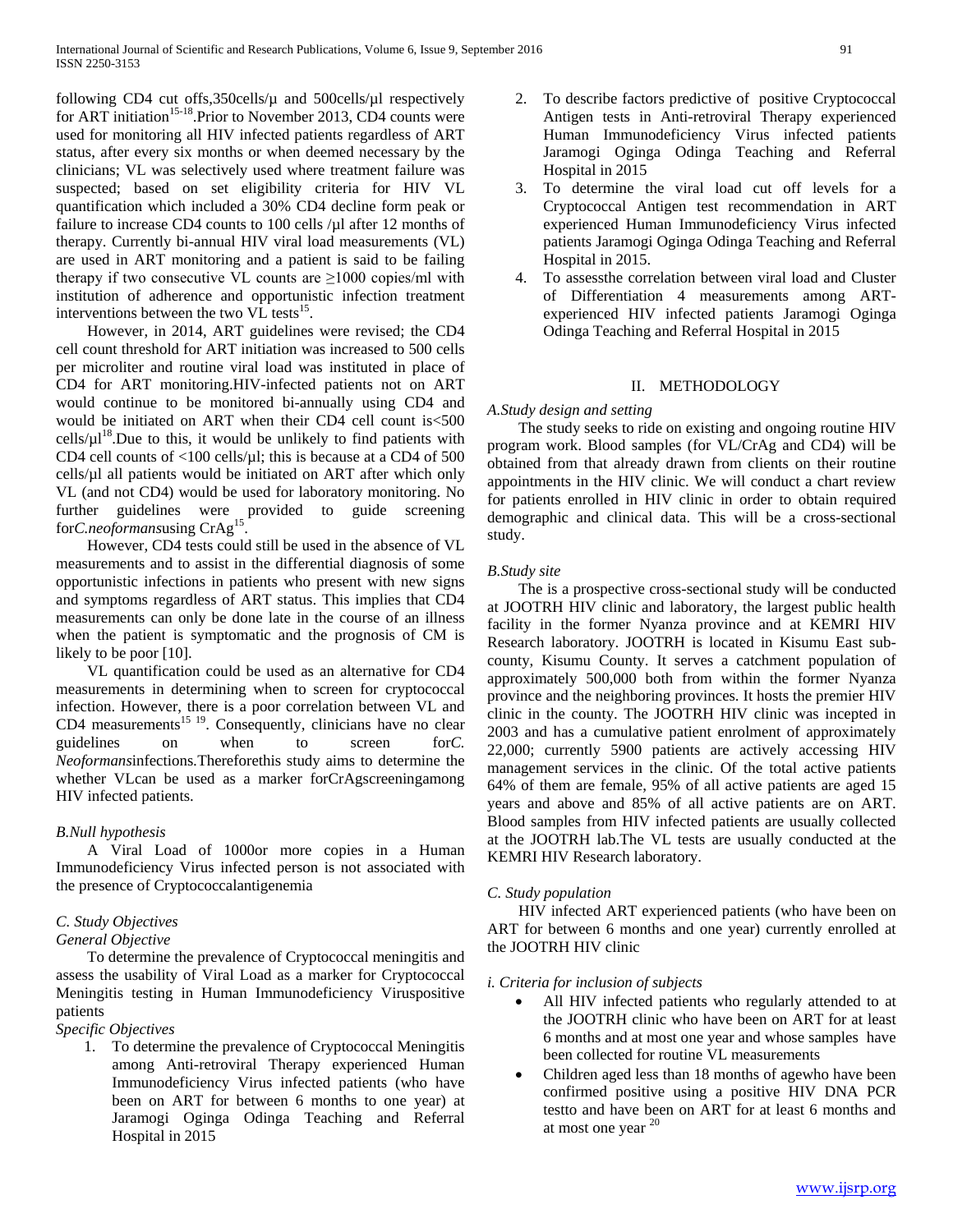following CD4 cut offs,350cells/μ and 500cells/μl respectively for ART initiation[15-18].Prior to November 2013, CD4 counts were used for monitoring all HIV infected patients regardless of ART status, after every six months or when deemed necessary by the clinicians; VL was selectively used where treatment failure was suspected; based on set eligibility criteria for HIV VL quantification which included a 30% CD4 decline form peak or failure to increase CD4 counts to 100 cells /μl after 12 months of therapy. Currently bi-annual HIV viral load measurements (VL) are used in ART monitoring and a patient is said to be failing therapy if two consecutive VL counts are ≥1000 copies/ml with institution of adherence and opportunistic infection treatment interventions between the two VL tests[15].

However, in 2014, ART guidelines were revised; the CD4 cell count threshold for ART initiation was increased to 500 cells per microliter and routine viral load was instituted in place of CD4 for ART monitoring.HIV-infected patients not on ART would continue to be monitored bi-annually using CD4 and would be initiated on ART when their CD4 cell count is<500 cells/μl[18].Due to this, it would be unlikely to find patients with CD4 cell counts of <100 cells/μl; this is because at a CD4 of 500 cells/μl all patients would be initiated on ART after which only VL (and not CD4) would be used for laboratory monitoring. No further guidelines were provided to guide screening for*C.neoformans*using CrAg[15].

However, CD4 tests could still be used in the absence of VL measurements and to assist in the differential diagnosis of some opportunistic infections in patients who present with new signs and symptoms regardless of ART status. This implies that CD4 measurements can only be done late in the course of an illness when the patient is symptomatic and the prognosis of CM is likely to be poor [10].

VL quantification could be used as an alternative for CD4 measurements in determining when to screen for cryptococcal infection. However, there is a poor correlation between VL and CD4 measurements[15 19]. Consequently, clinicians have no clear guidelines on when to screen for*C. Neoformans*infections.Thereforethis study aims to determine the whether VLcan be used as a marker forCrAgscreeningamong HIV infected patients.

### *B.Null hypothesis*

A Viral Load of 1000or more copies in a Human Immunodeficiency Virus infected person is not associated with the presence of Cryptococcalantigenemia

### *C. Study Objectives*

*General Objective*

To determine the prevalence of Cryptococcal meningitis and assess the usability of Viral Load as a marker for Cryptococcal Meningitis testing in Human Immunodeficiency Viruspositive patients

*Specific Objectives*

1. To determine the prevalence of Cryptococcal Meningitis among Anti-retroviral Therapy experienced Human Immunodeficiency Virus infected patients (who have been on ART for between 6 months to one year) at Jaramogi Oginga Odinga Teaching and Referral Hospital in 2015
2. To describe factors predictive of positive Cryptococcal Antigen tests in Anti-retroviral Therapy experienced Human Immunodeficiency Virus infected patients Jaramogi Oginga Odinga Teaching and Referral Hospital in 2015
3. To determine the viral load cut off levels for a Cryptococcal Antigen test recommendation in ART experienced Human Immunodeficiency Virus infected patients Jaramogi Oginga Odinga Teaching and Referral Hospital in 2015.
4. To assessthe correlation between viral load and Cluster of Differentiation 4 measurements among ART-experienced HIV infected patients Jaramogi Oginga Odinga Teaching and Referral Hospital in 2015

## II. METHODOLOGY

### *A.Study design and setting*

The study seeks to ride on existing and ongoing routine HIV program work. Blood samples (for VL/CrAg and CD4) will be obtained from that already drawn from clients on their routine appointments in the HIV clinic. We will conduct a chart review for patients enrolled in HIV clinic in order to obtain required demographic and clinical data. This will be a cross-sectional study.

### *B.Study site*

The is a prospective cross-sectional study will be conducted at JOOTRH HIV clinic and laboratory, the largest public health facility in the former Nyanza province and at KEMRI HIV Research laboratory. JOOTRH is located in Kisumu East sub-county, Kisumu County. It serves a catchment population of approximately 500,000 both from within the former Nyanza province and the neighboring provinces. It hosts the premier HIV clinic in the county. The JOOTRH HIV clinic was incepted in 2003 and has a cumulative patient enrolment of approximately 22,000; currently 5900 patients are actively accessing HIV management services in the clinic. Of the total active patients 64% of them are female, 95% of all active patients are aged 15 years and above and 85% of all active patients are on ART. Blood samples from HIV infected patients are usually collected at the JOOTRH lab.The VL tests are usually conducted at the KEMRI HIV Research laboratory.

### *C. Study population*

HIV infected ART experienced patients (who have been on ART for between 6 months and one year) currently enrolled at the JOOTRH HIV clinic

#### *i. Criteria for inclusion of subjects*

- All HIV infected patients who regularly attended to at the JOOTRH clinic who have been on ART for at least 6 months and at most one year and whose samples have been collected for routine VL measurements
- Children aged less than 18 months of agewho have been confirmed positive using a positive HIV DNA PCR testto and have been on ART for at least 6 months and at most one year [20]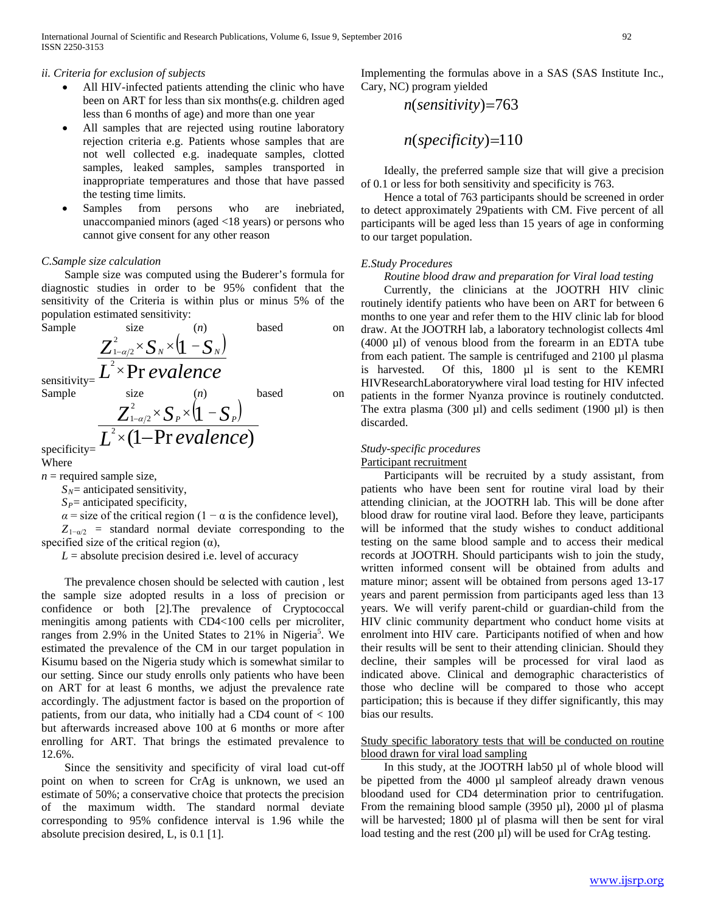*ii. Criteria for exclusion of subjects*

- All HIV-infected patients attending the clinic who have been on ART for less than six months(e.g. children aged less than 6 months of age) and more than one year
- All samples that are rejected using routine laboratory rejection criteria e.g. Patients whose samples that are not well collected e.g. inadequate samples, clotted samples, leaked samples, samples transported in inappropriate temperatures and those that have passed the testing time limits.
- Samples from persons who are inebriated, unaccompanied minors (aged <18 years) or persons who cannot give consent for any other reason

*C.Sample size calculation*

Sample size was computed using the Buderer's formula for diagnostic studies in order to be 95% confident that the sensitivity of the Criteria is within plus or minus 5% of the population estimated sensitivity:

Sample size ($n$) based on sensitivity=

$$\frac{Z^2_{1-\alpha/2} \times S_N \times (1 - S_N)}{L^2 \times \Pr evalence}$$

Sample size ($n$) based on specificity=

$$\frac{Z^2_{1-\alpha/2} \times S_P \times (1 - S_P)}{L^2 \times (1 - \Pr evalence)}$$

Where

$n$ = required sample size,

$S_N$= anticipated sensitivity,

$S_P$= anticipated specificity,

$\alpha$ = size of the critical region ($1 - \alpha$ is the confidence level),

$Z_{1-\alpha/2}$ = standard normal deviate corresponding to the specified size of the critical region ($\alpha$),

$L$ = absolute precision desired i.e. level of accuracy

The prevalence chosen should be selected with caution , lest the sample size adopted results in a loss of precision or confidence or both [2].The prevalence of Cryptococcal meningitis among patients with CD4<100 cells per microliter, ranges from 2.9% in the United States to 21% in Nigeria[5]. We estimated the prevalence of the CM in our target population in Kisumu based on the Nigeria study which is somewhat similar to our setting. Since our study enrolls only patients who have been on ART for at least 6 months, we adjust the prevalence rate accordingly. The adjustment factor is based on the proportion of patients, from our data, who initially had a CD4 count of < 100 but afterwards increased above 100 at 6 months or more after enrolling for ART. That brings the estimated prevalence to 12.6%.

Since the sensitivity and specificity of viral load cut-off point on when to screen for CrAg is unknown, we used an estimate of 50%; a conservative choice that protects the precision of the maximum width. The standard normal deviate corresponding to 95% confidence interval is 1.96 while the absolute precision desired, L, is 0.1 [1].

Implementing the formulas above in a SAS (SAS Institute Inc., Cary, NC) program yielded

$$n(sensitivity) = 763$$

$$n(specificity) = 110$$

Ideally, the preferred sample size that will give a precision of 0.1 or less for both sensitivity and specificity is 763.

Hence a total of 763 participants should be screened in order to detect approximately 29patients with CM. Five percent of all participants will be aged less than 15 years of age in conforming to our target population.

*E.Study Procedures*

*Routine blood draw and preparation for Viral load testing*

Currently, the clinicians at the JOOTRH HIV clinic routinely identify patients who have been on ART for between 6 months to one year and refer them to the HIV clinic lab for blood draw. At the JOOTRH lab, a laboratory technologist collects 4ml (4000 µl) of venous blood from the forearm in an EDTA tube from each patient. The sample is centrifuged and 2100 µl plasma is harvested. Of this, 1800 µl is sent to the KEMRI HIVResearchLaboratorywhere viral load testing for HIV infected patients in the former Nyanza province is routinely conductced. The extra plasma (300 µl) and cells sediment (1900 µl) is then discarded.

*Study-specific procedures*

Participant recruitment

Participants will be recruited by a study assistant, from patients who have been sent for routine viral load by their attending clinician, at the JOOTRH lab. This will be done after blood draw for routine viral laod. Before they leave, participants will be informed that the study wishes to conduct additional testing on the same blood sample and to access their medical records at JOOTRH. Should participants wish to join the study, written informed consent will be obtained from adults and mature minor; assent will be obtained from persons aged 13-17 years and parent permission from participants aged less than 13 years. We will verify parent-child or guardian-child from the HIV clinic community department who conduct home visits at enrolment into HIV care. Participants notified of when and how their results will be sent to their attending clinician. Should they decline, their samples will be processed for viral laod as indicated above. Clinical and demographic characteristics of those who decline will be compared to those who accept participation; this is because if they differ significantly, this may bias our results.

Study specific laboratory tests that will be conducted on routine blood drawn for viral load sampling

In this study, at the JOOTRH lab50 µl of whole blood will be pipetted from the 4000 µl sampleof already drawn venous bloodand used for CD4 determination prior to centrifugation. From the remaining blood sample (3950 µl), 2000 µl of plasma will be harvested; 1800 µl of plasma will then be sent for viral load testing and the rest (200 µl) will be used for CrAg testing.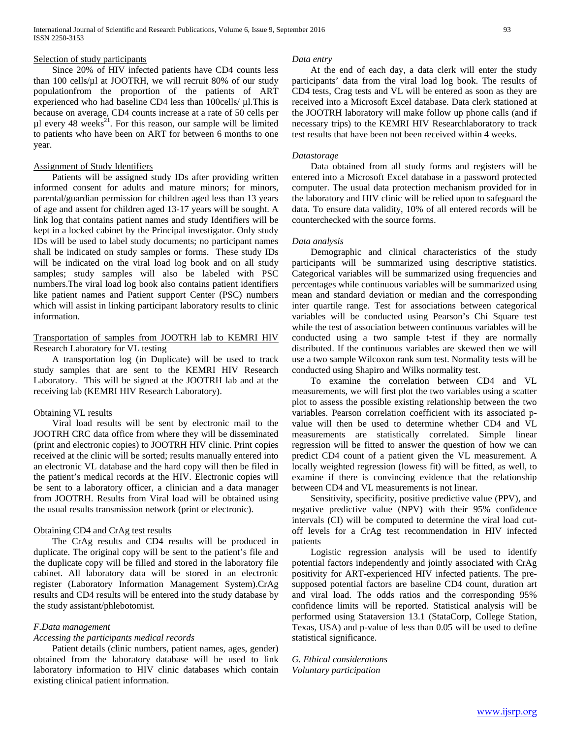Selection of study participants

Since 20% of HIV infected patients have CD4 counts less than 100 cells/µl at JOOTRH, we will recruit 80% of our study populationfrom the proportion of the patients of ART experienced who had baseline CD4 less than 100cells/ µl.This is because on average, CD4 counts increase at a rate of 50 cells per µl every 48 weeks[21]. For this reason, our sample will be limited to patients who have been on ART for between 6 months to one year.

Assignment of Study Identifiers

Patients will be assigned study IDs after providing written informed consent for adults and mature minors; for minors, parental/guardian permission for children aged less than 13 years of age and assent for children aged 13-17 years will be sought. A link log that contains patient names and study Identifiers will be kept in a locked cabinet by the Principal investigator. Only study IDs will be used to label study documents; no participant names shall be indicated on study samples or forms. These study IDs will be indicated on the viral load log book and on all study samples; study samples will also be labeled with PSC numbers.The viral load log book also contains patient identifiers like patient names and Patient support Center (PSC) numbers which will assist in linking participant laboratory results to clinic information.

Transportation of samples from JOOTRH lab to KEMRI HIV Research Laboratory for VL testing

A transportation log (in Duplicate) will be used to track study samples that are sent to the KEMRI HIV Research Laboratory. This will be signed at the JOOTRH lab and at the receiving lab (KEMRI HIV Research Laboratory).

Obtaining VL results

Viral load results will be sent by electronic mail to the JOOTRH CRC data office from where they will be disseminated (print and electronic copies) to JOOTRH HIV clinic. Print copies received at the clinic will be sorted; results manually entered into an electronic VL database and the hard copy will then be filed in the patient's medical records at the HIV. Electronic copies will be sent to a laboratory officer, a clinician and a data manager from JOOTRH. Results from Viral load will be obtained using the usual results transmission network (print or electronic).

Obtaining CD4 and CrAg test results

The CrAg results and CD4 results will be produced in duplicate. The original copy will be sent to the patient's file and the duplicate copy will be filled and stored in the laboratory file cabinet. All laboratory data will be stored in an electronic register (Laboratory Information Management System).CrAg results and CD4 results will be entered into the study database by the study assistant/phlebotomist.

*F.Data management*

*Accessing the participants medical records*

Patient details (clinic numbers, patient names, ages, gender) obtained from the laboratory database will be used to link laboratory information to HIV clinic databases which contain existing clinical patient information.

*Data entry*

At the end of each day, a data clerk will enter the study participants' data from the viral load log book. The results of CD4 tests, Crag tests and VL will be entered as soon as they are received into a Microsoft Excel database. Data clerk stationed at the JOOTRH laboratory will make follow up phone calls (and if necessary trips) to the KEMRI HIV Researchlaboratory to track test results that have been not been received within 4 weeks.

*Datastorage*

Data obtained from all study forms and registers will be entered into a Microsoft Excel database in a password protected computer. The usual data protection mechanism provided for in the laboratory and HIV clinic will be relied upon to safeguard the data. To ensure data validity, 10% of all entered records will be counterchecked with the source forms.

*Data analysis*

Demographic and clinical characteristics of the study participants will be summarized using descriptive statistics. Categorical variables will be summarized using frequencies and percentages while continuous variables will be summarized using mean and standard deviation or median and the corresponding inter quartile range. Test for associations between categorical variables will be conducted using Pearson's Chi Square test while the test of association between continuous variables will be conducted using a two sample t-test if they are normally distributed. If the continuous variables are skewed then we will use a two sample Wilcoxon rank sum test. Normality tests will be conducted using Shapiro and Wilks normality test.

To examine the correlation between CD4 and VL measurements, we will first plot the two variables using a scatter plot to assess the possible existing relationship between the two variables. Pearson correlation coefficient with its associated p-value will then be used to determine whether CD4 and VL measurements are statistically correlated. Simple linear regression will be fitted to answer the question of how we can predict CD4 count of a patient given the VL measurement. A locally weighted regression (lowess fit) will be fitted, as well, to examine if there is convincing evidence that the relationship between CD4 and VL measurements is not linear.

Sensitivity, specificity, positive predictive value (PPV), and negative predictive value (NPV) with their 95% confidence intervals (CI) will be computed to determine the viral load cut-off levels for a CrAg test recommendation in HIV infected patients

Logistic regression analysis will be used to identify potential factors independently and jointly associated with CrAg positivity for ART-experienced HIV infected patients. The pre-supposed potential factors are baseline CD4 count, duration art and viral load. The odds ratios and the corresponding 95% confidence limits will be reported. Statistical analysis will be performed using Stataversion 13.1 (StataCorp, College Station, Texas, USA) and p-value of less than 0.05 will be used to define statistical significance.

*G. Ethical considerations*

*Voluntary participation*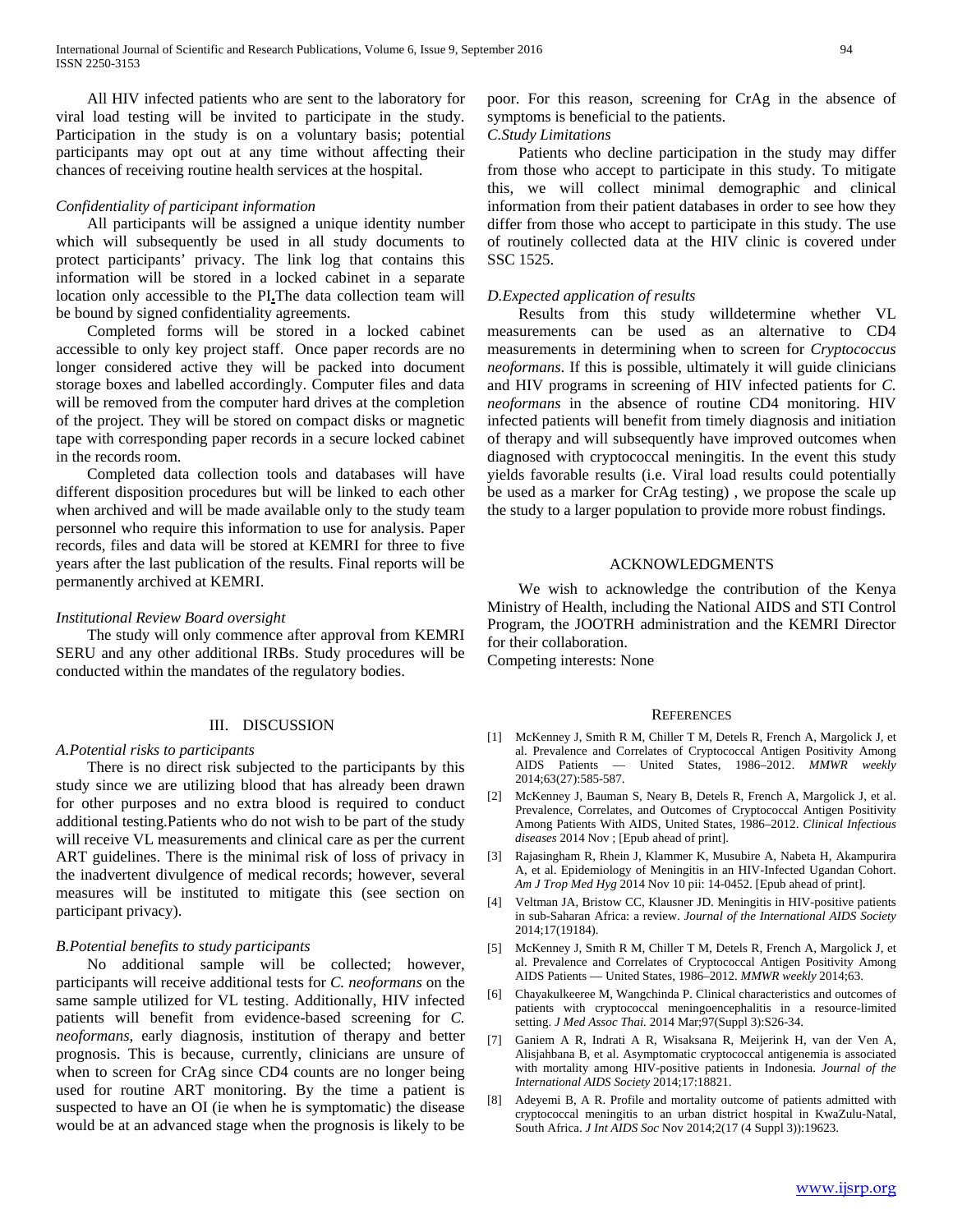All HIV infected patients who are sent to the laboratory for viral load testing will be invited to participate in the study. Participation in the study is on a voluntary basis; potential participants may opt out at any time without affecting their chances of receiving routine health services at the hospital.

*Confidentiality of participant information*

All participants will be assigned a unique identity number which will subsequently be used in all study documents to protect participants' privacy. The link log that contains this information will be stored in a locked cabinet in a separate location only accessible to the PI**.**The data collection team will be bound by signed confidentiality agreements.

Completed forms will be stored in a locked cabinet accessible to only key project staff. Once paper records are no longer considered active they will be packed into document storage boxes and labelled accordingly. Computer files and data will be removed from the computer hard drives at the completion of the project. They will be stored on compact disks or magnetic tape with corresponding paper records in a secure locked cabinet in the records room.

Completed data collection tools and databases will have different disposition procedures but will be linked to each other when archived and will be made available only to the study team personnel who require this information to use for analysis. Paper records, files and data will be stored at KEMRI for three to five years after the last publication of the results. Final reports will be permanently archived at KEMRI.

*Institutional Review Board oversight*

The study will only commence after approval from KEMRI SERU and any other additional IRBs. Study procedures will be conducted within the mandates of the regulatory bodies.

## III. DISCUSSION

*A.Potential risks to participants*

There is no direct risk subjected to the participants by this study since we are utilizing blood that has already been drawn for other purposes and no extra blood is required to conduct additional testing.Patients who do not wish to be part of the study will receive VL measurements and clinical care as per the current ART guidelines. There is the minimal risk of loss of privacy in the inadvertent divulgence of medical records; however, several measures will be instituted to mitigate this (see section on participant privacy).

*B.Potential benefits to study participants*

No additional sample will be collected; however, participants will receive additional tests for *C. neoformans* on the same sample utilized for VL testing. Additionally, HIV infected patients will benefit from evidence-based screening for *C. neoformans*, early diagnosis, institution of therapy and better prognosis. This is because, currently, clinicians are unsure of when to screen for CrAg since CD4 counts are no longer being used for routine ART monitoring. By the time a patient is suspected to have an OI (ie when he is symptomatic) the disease would be at an advanced stage when the prognosis is likely to be poor. For this reason, screening for CrAg in the absence of symptoms is beneficial to the patients.

*C.Study Limitations*

Patients who decline participation in the study may differ from those who accept to participate in this study. To mitigate this, we will collect minimal demographic and clinical information from their patient databases in order to see how they differ from those who accept to participate in this study. The use of routinely collected data at the HIV clinic is covered under SSC 1525.

*D.Expected application of results*

Results from this study willdetermine whether VL measurements can be used as an alternative to CD4 measurements in determining when to screen for *Cryptococcus neoformans*. If this is possible, ultimately it will guide clinicians and HIV programs in screening of HIV infected patients for *C. neoformans* in the absence of routine CD4 monitoring. HIV infected patients will benefit from timely diagnosis and initiation of therapy and will subsequently have improved outcomes when diagnosed with cryptococcal meningitis. In the event this study yields favorable results (i.e. Viral load results could potentially be used as a marker for CrAg testing) , we propose the scale up the study to a larger population to provide more robust findings.

## ACKNOWLEDGMENTS

We wish to acknowledge the contribution of the Kenya Ministry of Health, including the National AIDS and STI Control Program, the JOOTRH administration and the KEMRI Director for their collaboration.

Competing interests: None

## REFERENCES

[1] McKenney J, Smith R M, Chiller T M, Detels R, French A, Margolick J, et al. Prevalence and Correlates of Cryptococcal Antigen Positivity Among AIDS Patients — United States, 1986–2012. *MMWR weekly* 2014;63(27):585-587.

[2] McKenney J, Bauman S, Neary B, Detels R, French A, Margolick J, et al. Prevalence, Correlates, and Outcomes of Cryptococcal Antigen Positivity Among Patients With AIDS, United States, 1986–2012. *Clinical Infectious diseases* 2014 Nov ; [Epub ahead of print].

[3] Rajasingham R, Rhein J, Klammer K, Musubire A, Nabeta H, Akampurira A, et al. Epidemiology of Meningitis in an HIV-Infected Ugandan Cohort. *Am J Trop Med Hyg* 2014 Nov 10 pii: 14-0452. [Epub ahead of print].

[4] Veltman JA, Bristow CC, Klausner JD. Meningitis in HIV-positive patients in sub-Saharan Africa: a review. *Journal of the International AIDS Society* 2014;17(19184).

[5] McKenney J, Smith R M, Chiller T M, Detels R, French A, Margolick J, et al. Prevalence and Correlates of Cryptococcal Antigen Positivity Among AIDS Patients — United States, 1986–2012. *MMWR weekly* 2014;63.

[6] Chayakulkeeree M, Wangchinda P. Clinical characteristics and outcomes of patients with cryptococcal meningoencephalitis in a resource-limited setting. *J Med Assoc Thai.* 2014 Mar;97(Suppl 3):S26-34.

[7] Ganiem A R, Indrati A R, Wisaksana R, Meijerink H, van der Ven A, Alisjahbana B, et al. Asymptomatic cryptococcal antigenemia is associated with mortality among HIV-positive patients in Indonesia. *Journal of the International AIDS Society* 2014;17:18821.

[8] Adeyemi B, A R. Profile and mortality outcome of patients admitted with cryptococcal meningitis to an urban district hospital in KwaZulu-Natal, South Africa. *J Int AIDS Soc* Nov 2014;2(17 (4 Suppl 3)):19623.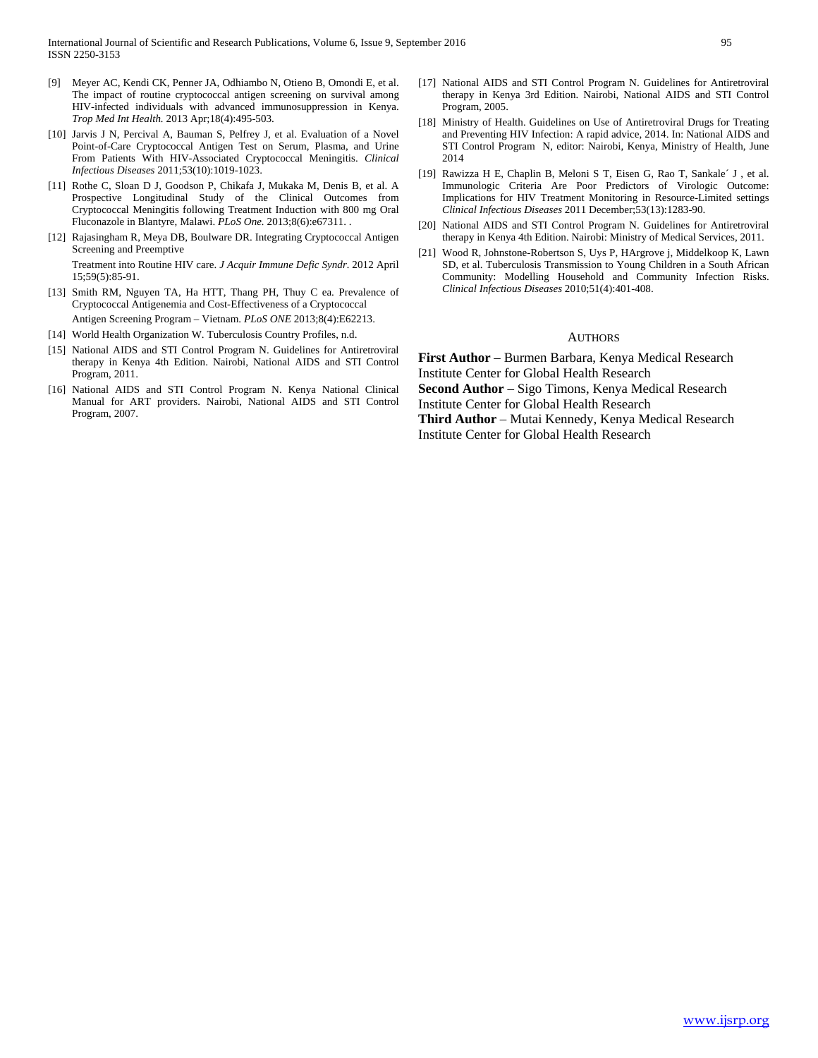[9] Meyer AC, Kendi CK, Penner JA, Odhiambo N, Otieno B, Omondi E, et al. The impact of routine cryptococcal antigen screening on survival among HIV-infected individuals with advanced immunosuppression in Kenya. *Trop Med Int Health.* 2013 Apr;18(4):495-503.

[10] Jarvis J N, Percival A, Bauman S, Pelfrey J, et al. Evaluation of a Novel Point-of-Care Cryptococcal Antigen Test on Serum, Plasma, and Urine From Patients With HIV-Associated Cryptococcal Meningitis. *Clinical Infectious Diseases* 2011;53(10):1019-1023.

[11] Rothe C, Sloan D J, Goodson P, Chikafa J, Mukaka M, Denis B, et al. A Prospective Longitudinal Study of the Clinical Outcomes from Cryptococcal Meningitis following Treatment Induction with 800 mg Oral Fluconazole in Blantyre, Malawi. *PLoS One.* 2013;8(6):e67311. .

[12] Rajasingham R, Meya DB, Boulware DR. Integrating Cryptococcal Antigen Screening and Preemptive Treatment into Routine HIV care. *J Acquir Immune Defic Syndr.* 2012 April 15;59(5):85-91.

[13] Smith RM, Nguyen TA, Ha HTT, Thang PH, Thuy C ea. Prevalence of Cryptococcal Antigenemia and Cost-Effectiveness of a Cryptococcal Antigen Screening Program – Vietnam. *PLoS ONE* 2013;8(4):E62213.

[14] World Health Organization W. Tuberculosis Country Profiles, n.d.

[15] National AIDS and STI Control Program N. Guidelines for Antiretroviral therapy in Kenya 4th Edition. Nairobi, National AIDS and STI Control Program, 2011.

[16] National AIDS and STI Control Program N. Kenya National Clinical Manual for ART providers. Nairobi, National AIDS and STI Control Program, 2007.

[17] National AIDS and STI Control Program N. Guidelines for Antiretroviral therapy in Kenya 3rd Edition. Nairobi, National AIDS and STI Control Program, 2005.

[18] Ministry of Health. Guidelines on Use of Antiretroviral Drugs for Treating and Preventing HIV Infection: A rapid advice, 2014. In: National AIDS and STI Control Program N, editor: Nairobi, Kenya, Ministry of Health, June 2014

[19] Rawizza H E, Chaplin B, Meloni S T, Eisen G, Rao T, Sankale´ J , et al. Immunologic Criteria Are Poor Predictors of Virologic Outcome: Implications for HIV Treatment Monitoring in Resource-Limited settings *Clinical Infectious Diseases* 2011 December;53(13):1283-90.

[20] National AIDS and STI Control Program N. Guidelines for Antiretroviral therapy in Kenya 4th Edition. Nairobi: Ministry of Medical Services, 2011.

[21] Wood R, Johnstone-Robertson S, Uys P, HArgrove j, Middelkoop K, Lawn SD, et al. Tuberculosis Transmission to Young Children in a South African Community: Modelling Household and Community Infection Risks. *Clinical Infectious Diseases* 2010;51(4):401-408.

## AUTHORS

**First Author** – Burmen Barbara, Kenya Medical Research Institute Center for Global Health Research

**Second Author** – Sigo Timons, Kenya Medical Research Institute Center for Global Health Research

**Third Author** – Mutai Kennedy, Kenya Medical Research Institute Center for Global Health Research